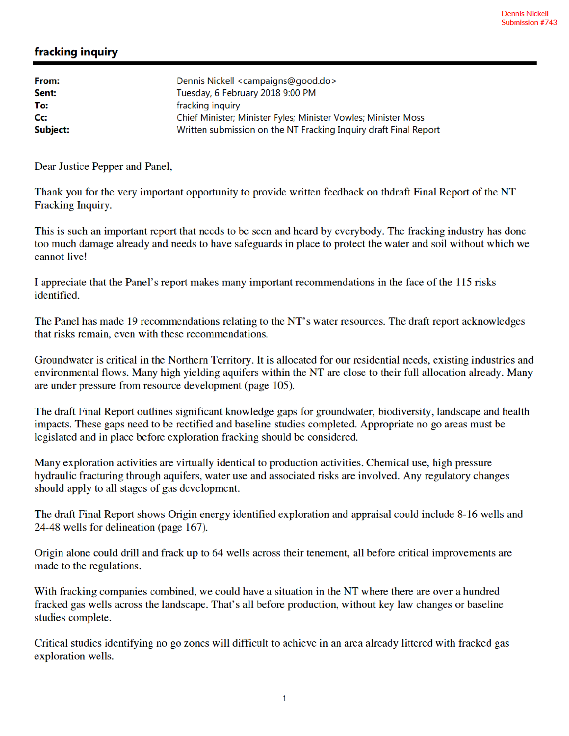Dennis Nickell
Submission #743

## fracking inquiry

**From:** Dennis Nickell <campaigns@good.do>
**Sent:** Tuesday, 6 February 2018 9:00 PM
**To:** fracking inquiry
**Cc:** Chief Minister; Minister Fyles; Minister Vowles; Minister Moss
**Subject:** Written submission on the NT Fracking Inquiry draft Final Report

Dear Justice Pepper and Panel,

Thank you for the very important opportunity to provide written feedback on thdraft Final Report of the NT Fracking Inquiry.

This is such an important report that needs to be seen and heard by everybody. The fracking industry has done too much damage already and needs to have safeguards in place to protect the water and soil without which we cannot live!

I appreciate that the Panel's report makes many important recommendations in the face of the 115 risks identified.

The Panel has made 19 recommendations relating to the NT's water resources. The draft report acknowledges that risks remain, even with these recommendations.

Groundwater is critical in the Northern Territory. It is allocated for our residential needs, existing industries and environmental flows. Many high yielding aquifers within the NT are close to their full allocation already. Many are under pressure from resource development (page 105).

The draft Final Report outlines significant knowledge gaps for groundwater, biodiversity, landscape and health impacts. These gaps need to be rectified and baseline studies completed. Appropriate no go areas must be legislated and in place before exploration fracking should be considered.

Many exploration activities are virtually identical to production activities. Chemical use, high pressure hydraulic fracturing through aquifers, water use and associated risks are involved. Any regulatory changes should apply to all stages of gas development.

The draft Final Report shows Origin energy identified exploration and appraisal could include 8-16 wells and 24-48 wells for delineation (page 167).

Origin alone could drill and frack up to 64 wells across their tenement, all before critical improvements are made to the regulations.

With fracking companies combined, we could have a situation in the NT where there are over a hundred fracked gas wells across the landscape. That's all before production, without key law changes or baseline studies complete.

Critical studies identifying no go zones will difficult to achieve in an area already littered with fracked gas exploration wells.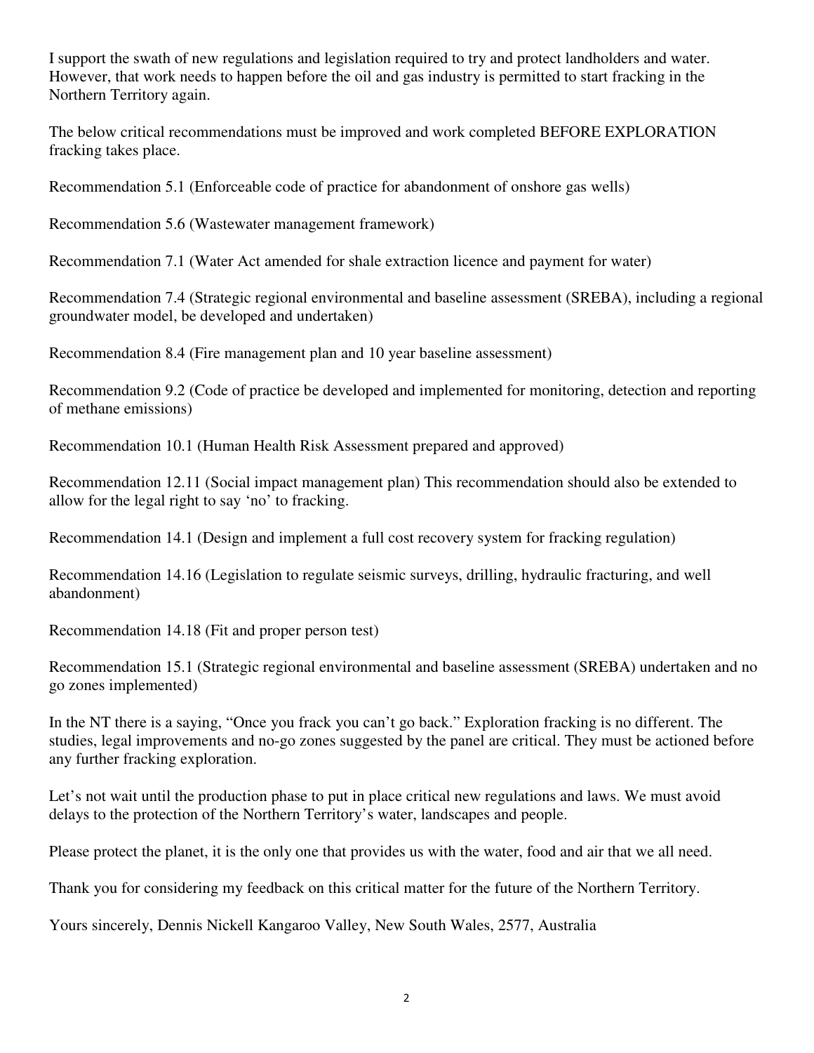I support the swath of new regulations and legislation required to try and protect landholders and water. However, that work needs to happen before the oil and gas industry is permitted to start fracking in the Northern Territory again.

The below critical recommendations must be improved and work completed BEFORE EXPLORATION fracking takes place.

Recommendation 5.1 (Enforceable code of practice for abandonment of onshore gas wells)

Recommendation 5.6 (Wastewater management framework)

Recommendation 7.1 (Water Act amended for shale extraction licence and payment for water)

Recommendation 7.4 (Strategic regional environmental and baseline assessment (SREBA), including a regional groundwater model, be developed and undertaken)

Recommendation 8.4 (Fire management plan and 10 year baseline assessment)

Recommendation 9.2 (Code of practice be developed and implemented for monitoring, detection and reporting of methane emissions)

Recommendation 10.1 (Human Health Risk Assessment prepared and approved)

Recommendation 12.11 (Social impact management plan) This recommendation should also be extended to allow for the legal right to say 'no' to fracking.

Recommendation 14.1 (Design and implement a full cost recovery system for fracking regulation)

Recommendation 14.16 (Legislation to regulate seismic surveys, drilling, hydraulic fracturing, and well abandonment)

Recommendation 14.18 (Fit and proper person test)

Recommendation 15.1 (Strategic regional environmental and baseline assessment (SREBA) undertaken and no go zones implemented)

In the NT there is a saying, "Once you frack you can't go back." Exploration fracking is no different. The studies, legal improvements and no-go zones suggested by the panel are critical. They must be actioned before any further fracking exploration.

Let's not wait until the production phase to put in place critical new regulations and laws. We must avoid delays to the protection of the Northern Territory's water, landscapes and people.

Please protect the planet, it is the only one that provides us with the water, food and air that we all need.

Thank you for considering my feedback on this critical matter for the future of the Northern Territory.

Yours sincerely, Dennis Nickell Kangaroo Valley, New South Wales, 2577, Australia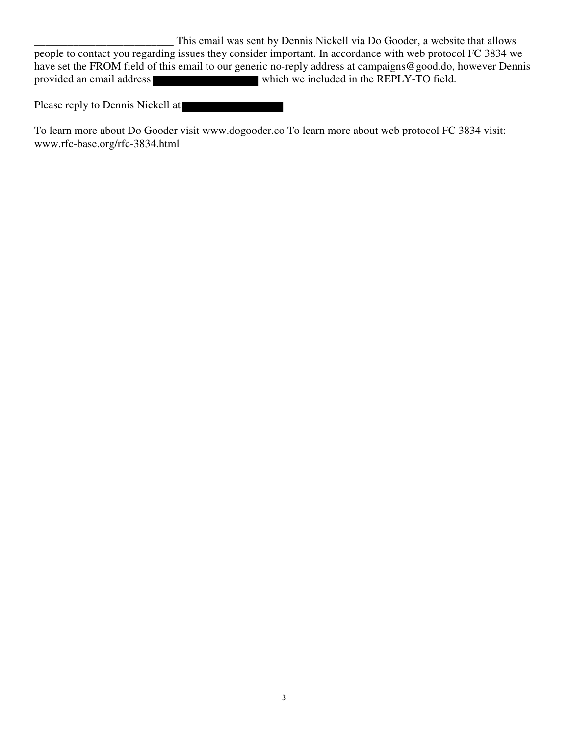_________________________ This email was sent by Dennis Nickell via Do Gooder, a website that allows people to contact you regarding issues they consider important. In accordance with web protocol FC 3834 we have set the FROM field of this email to our generic no-reply address at campaigns@good.do, however Dennis provided an email address ██████████ which we included in the REPLY-TO field.

Please reply to Dennis Nickell at ██████████

To learn more about Do Gooder visit www.dogooder.co To learn more about web protocol FC 3834 visit: www.rfc-base.org/rfc-3834.html